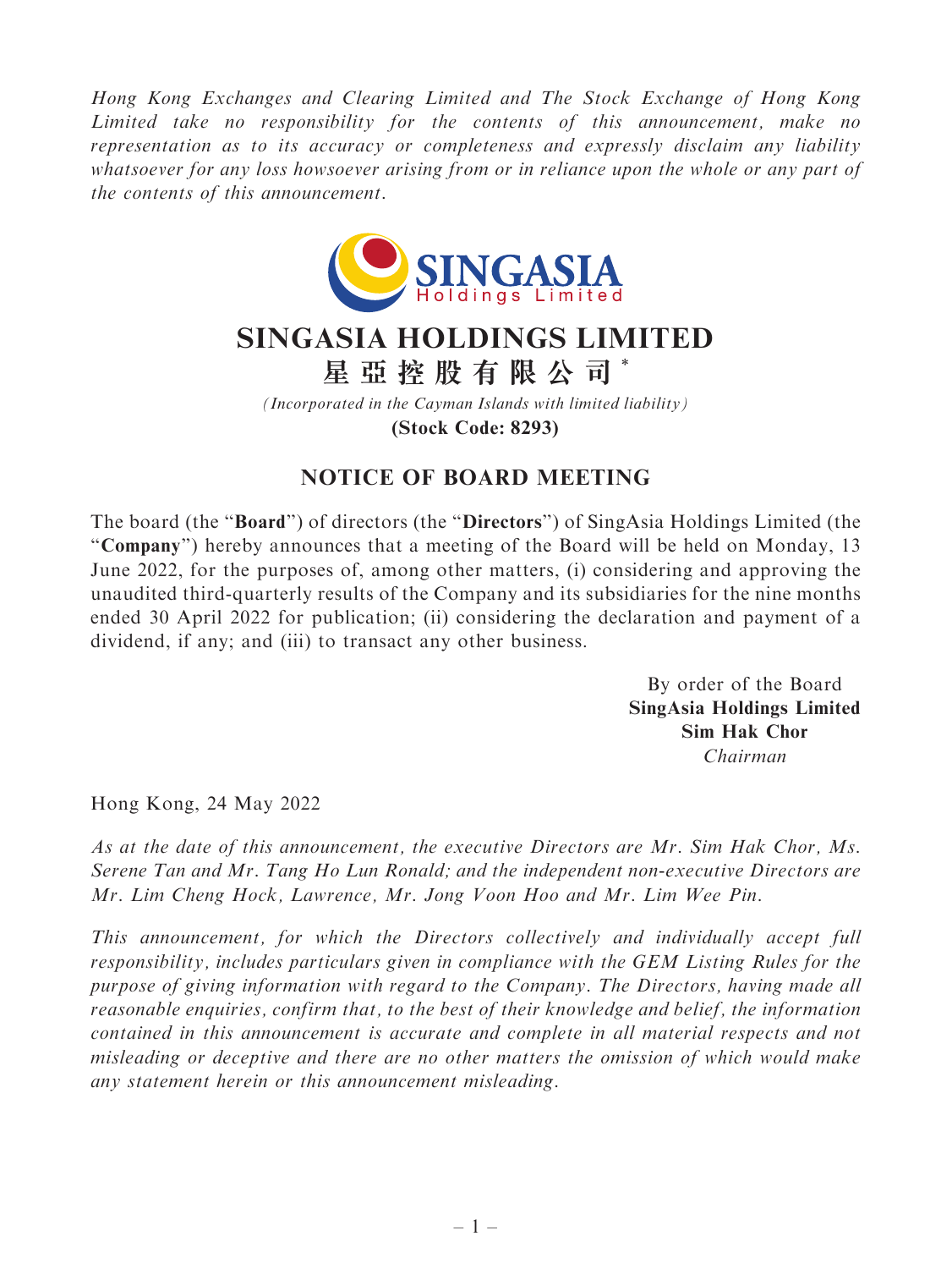*Hong Kong Exchanges and Clearing Limited and The Stock Exchange of Hong Kong Limited take no responsibility for the contents of this announcement, make no representation as to its accuracy or completeness and expressly disclaim any liability whatsoever for any loss howsoever arising from or in reliance upon the whole or any part of the contents of this announcement.*

# SINGASIA HOLDINGS LIMITED

# 星亞控股有限公司*

*(Incorporated in the Cayman Islands with limited liability)*

**(Stock Code: 8293)**

## NOTICE OF BOARD MEETING

The board (the "**Board**") of directors (the "**Directors**") of SingAsia Holdings Limited (the "**Company**") hereby announces that a meeting of the Board will be held on Monday, 13 June 2022, for the purposes of, among other matters, (i) considering and approving the unaudited third-quarterly results of the Company and its subsidiaries for the nine months ended 30 April 2022 for publication; (ii) considering the declaration and payment of a dividend, if any; and (iii) to transact any other business.

By order of the Board
**SingAsia Holdings Limited**
**Sim Hak Chor**
*Chairman*

Hong Kong, 24 May 2022

*As at the date of this announcement, the executive Directors are Mr. Sim Hak Chor, Ms. Serene Tan and Mr. Tang Ho Lun Ronald; and the independent non-executive Directors are Mr. Lim Cheng Hock, Lawrence, Mr. Jong Voon Hoo and Mr. Lim Wee Pin.*

*This announcement, for which the Directors collectively and individually accept full responsibility, includes particulars given in compliance with the GEM Listing Rules for the purpose of giving information with regard to the Company. The Directors, having made all reasonable enquiries, confirm that, to the best of their knowledge and belief, the information contained in this announcement is accurate and complete in all material respects and not misleading or deceptive and there are no other matters the omission of which would make any statement herein or this announcement misleading.*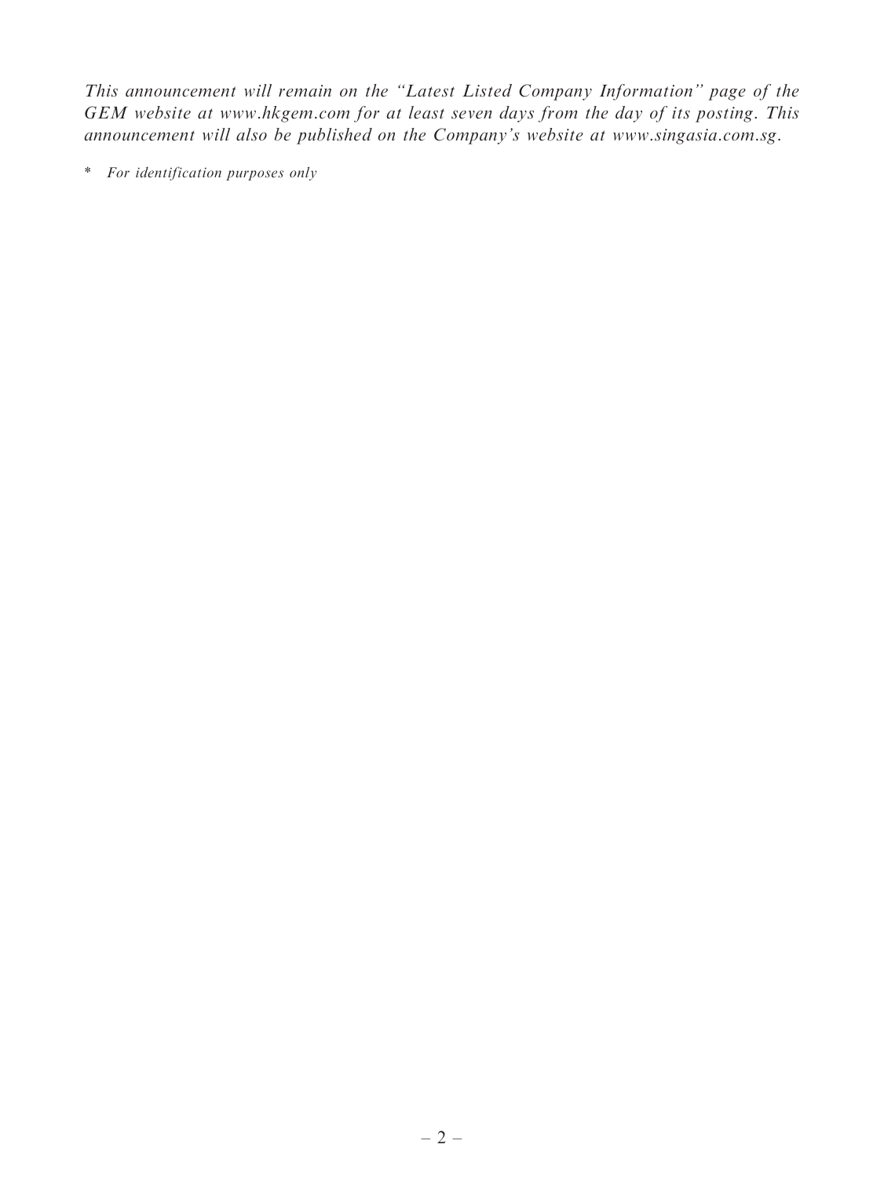*This announcement will remain on the "Latest Listed Company Information" page of the GEM website at www.hkgem.com for at least seven days from the day of its posting. This announcement will also be published on the Company's website at www.singasia.com.sg.*

\* *For identification purposes only*